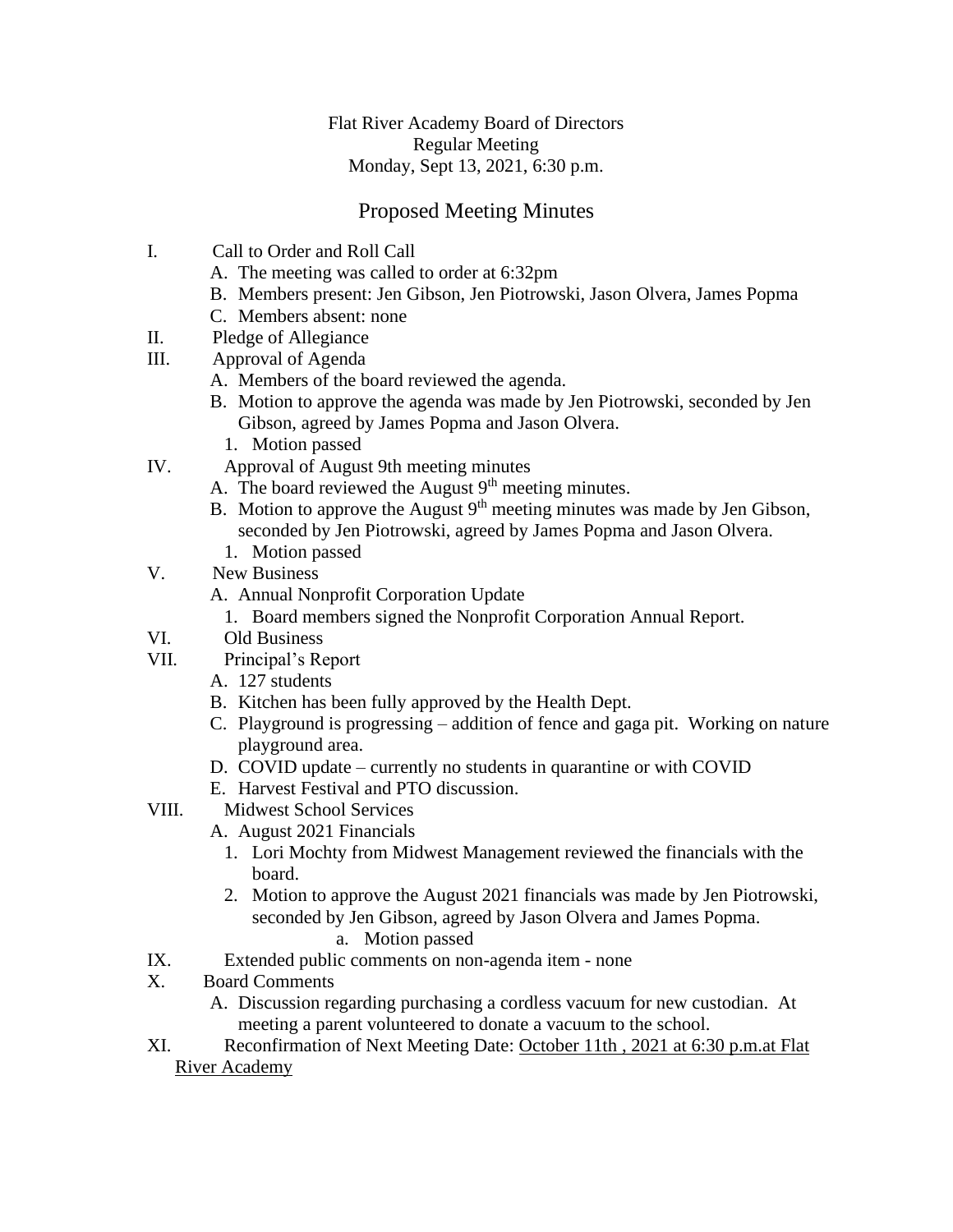Flat River Academy Board of Directors
Regular Meeting
Monday, Sept 13, 2021, 6:30 p.m.

## Proposed Meeting Minutes

I. Call to Order and Roll Call
   A. The meeting was called to order at 6:32pm
   B. Members present: Jen Gibson, Jen Piotrowski, Jason Olvera, James Popma
   C. Members absent: none

II. Pledge of Allegiance

III. Approval of Agenda
   A. Members of the board reviewed the agenda.
   B. Motion to approve the agenda was made by Jen Piotrowski, seconded by Jen Gibson, agreed by James Popma and Jason Olvera.
      1. Motion passed

IV. Approval of August 9th meeting minutes
   A. The board reviewed the August 9th meeting minutes.
   B. Motion to approve the August 9th meeting minutes was made by Jen Gibson, seconded by Jen Piotrowski, agreed by James Popma and Jason Olvera.
      1. Motion passed

V. New Business
   A. Annual Nonprofit Corporation Update
      1. Board members signed the Nonprofit Corporation Annual Report.

VI. Old Business

VII. Principal's Report
   A. 127 students
   B. Kitchen has been fully approved by the Health Dept.
   C. Playground is progressing – addition of fence and gaga pit. Working on nature playground area.
   D. COVID update – currently no students in quarantine or with COVID
   E. Harvest Festival and PTO discussion.

VIII. Midwest School Services
   A. August 2021 Financials
      1. Lori Mochty from Midwest Management reviewed the financials with the board.
      2. Motion to approve the August 2021 financials was made by Jen Piotrowski, seconded by Jen Gibson, agreed by Jason Olvera and James Popma.
         a. Motion passed

IX. Extended public comments on non-agenda item - none

X. Board Comments
   A. Discussion regarding purchasing a cordless vacuum for new custodian. At meeting a parent volunteered to donate a vacuum to the school.

XI. Reconfirmation of Next Meeting Date: <u>October 11th , 2021 at 6:30 p.m.at Flat River Academy</u>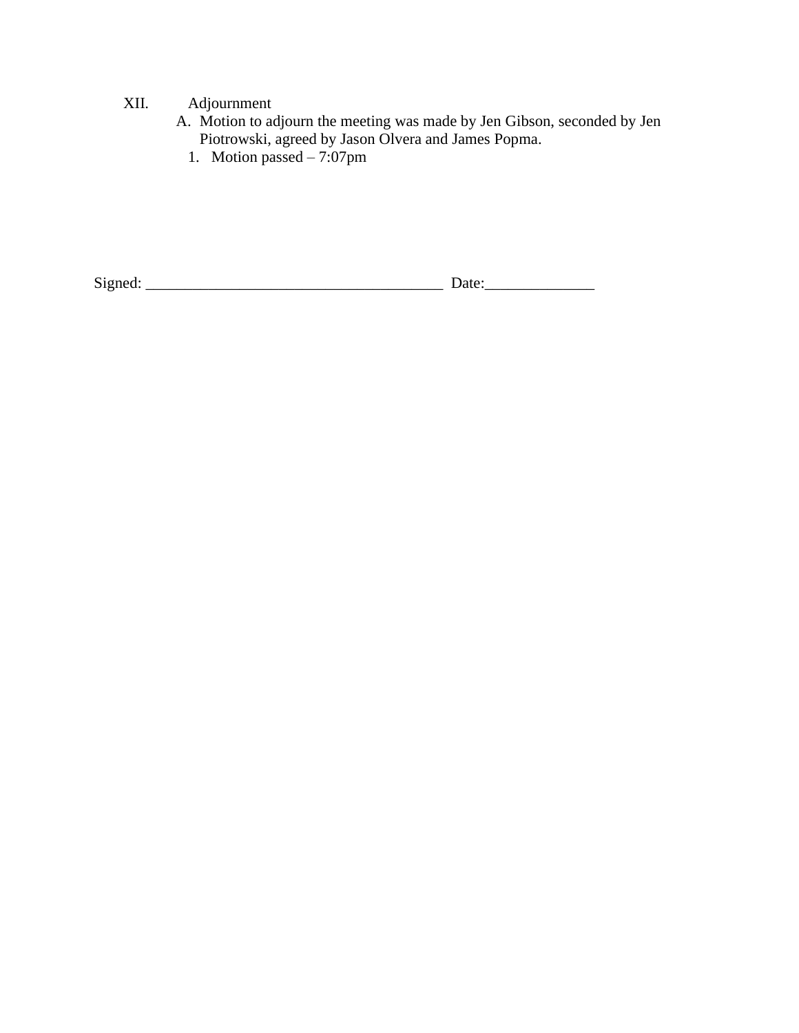XII. Adjournment

A. Motion to adjourn the meeting was made by Jen Gibson, seconded by Jen Piotrowski, agreed by Jason Olvera and James Popma.

1. Motion passed – 7:07pm

Signed: ______________________________________ Date:______________